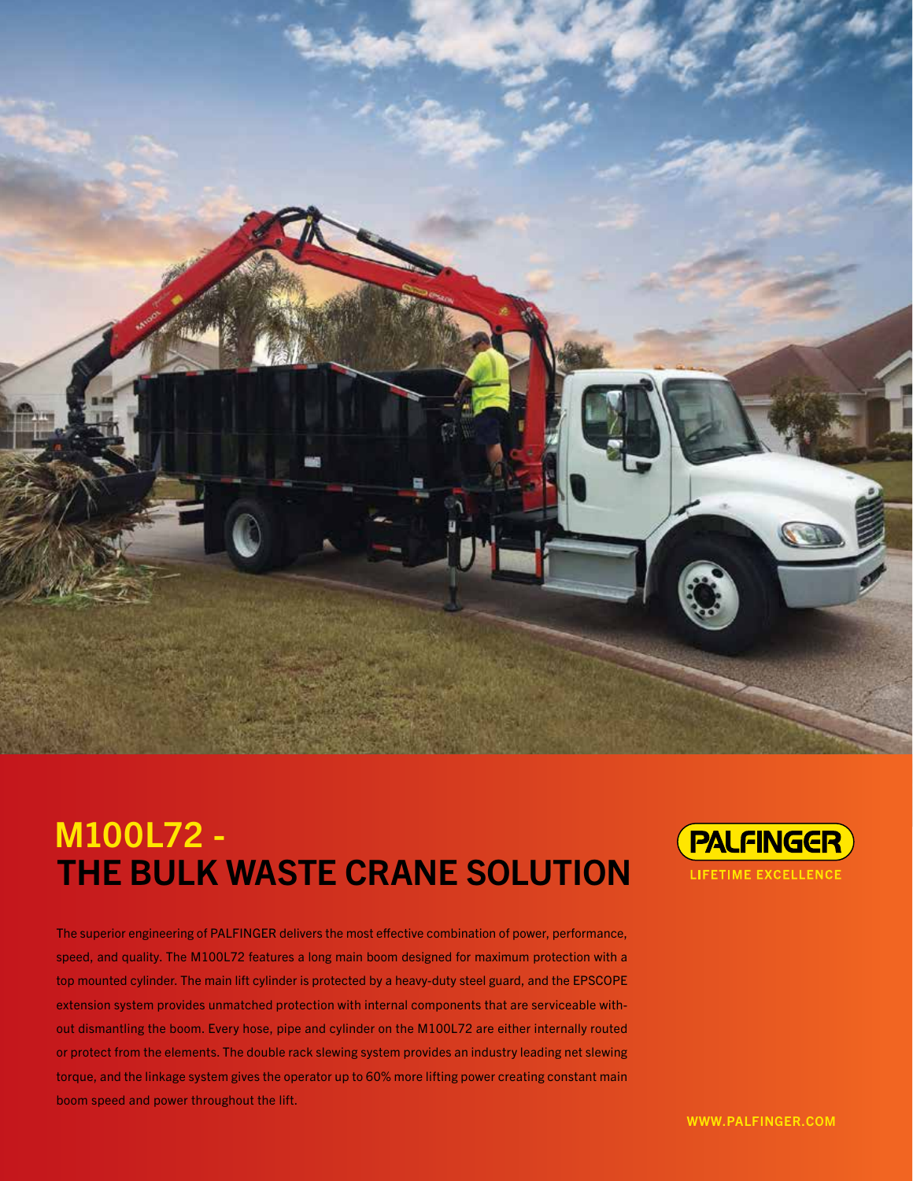# M100L72 - THE BULK WASTE CRANE SOLUTION

PALFINGER

LIFETIME EXCELLENCE

The superior engineering of PALFINGER delivers the most effective combination of power, performance, speed, and quality. The M100L72 features a long main boom designed for maximum protection with a top mounted cylinder. The main lift cylinder is protected by a heavy-duty steel guard, and the EPSCOPE extension system provides unmatched protection with internal components that are serviceable without dismantling the boom. Every hose, pipe and cylinder on the M100L72 are either internally routed or protect from the elements. The double rack slewing system provides an industry leading net slewing torque, and the linkage system gives the operator up to 60% more lifting power creating constant main boom speed and power throughout the lift.

WWW.PALFINGER.COM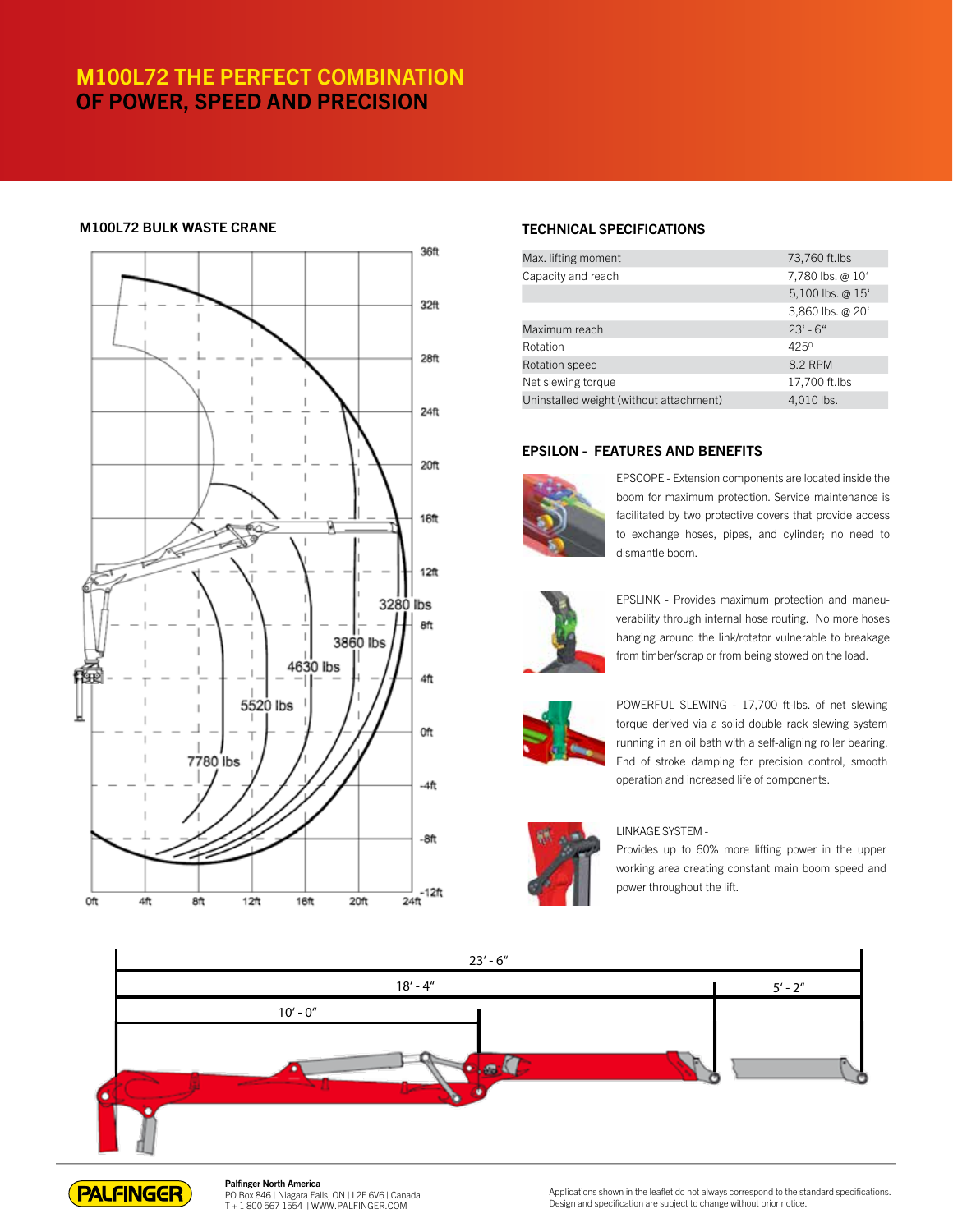# M100L72 THE PERFECT COMBINATION OF POWER, SPEED AND PRECISION

## M100L72 BULK WASTE CRANE

36ft
32ft
28ft
24ft
20ft
16ft
12ft
8ft
4ft
0ft
-4ft
-8ft
-12ft

0ft 4ft 8ft 12ft 16ft 20ft 24ft

3280 lbs
3860 lbs
4630 lbs
5520 lbs
7780 lbs

## TECHNICAL SPECIFICATIONS

| | |
|---|---|
| Max. lifting moment | 73,760 ft.lbs |
| Capacity and reach | 7,780 lbs. @ 10' |
| | 5,100 lbs. @ 15' |
| | 3,860 lbs. @ 20' |
| Maximum reach | 23' - 6" |
| Rotation | 425° |
| Rotation speed | 8.2 RPM |
| Net slewing torque | 17,700 ft.lbs |
| Uninstalled weight (without attachment) | 4,010 lbs. |

## EPSILON - FEATURES AND BENEFITS

EPSCOPE - Extension components are located inside the boom for maximum protection. Service maintenance is facilitated by two protective covers that provide access to exchange hoses, pipes, and cylinder; no need to dismantle boom.

EPSLINK - Provides maximum protection and maneuverability through internal hose routing. No more hoses hanging around the link/rotator vulnerable to breakage from timber/scrap or from being stowed on the load.

POWERFUL SLEWING - 17,700 ft-lbs. of net slewing torque derived via a solid double rack slewing system running in an oil bath with a self-aligning roller bearing. End of stroke damping for precision control, smooth operation and increased life of components.

LINKAGE SYSTEM -
Provides up to 60% more lifting power in the upper working area creating constant main boom speed and power throughout the lift.

23' - 6"
18' - 4"
5' - 2"
10' - 0"

**Palfinger North America**
PO Box 846 | Niagara Falls, ON | L2E 6V6 | Canada
T + 1 800 567 1554 | WWW.PALFINGER.COM

Applications shown in the leaflet do not always correspond to the standard specifications.
Design and specification are subject to change without prior notice.